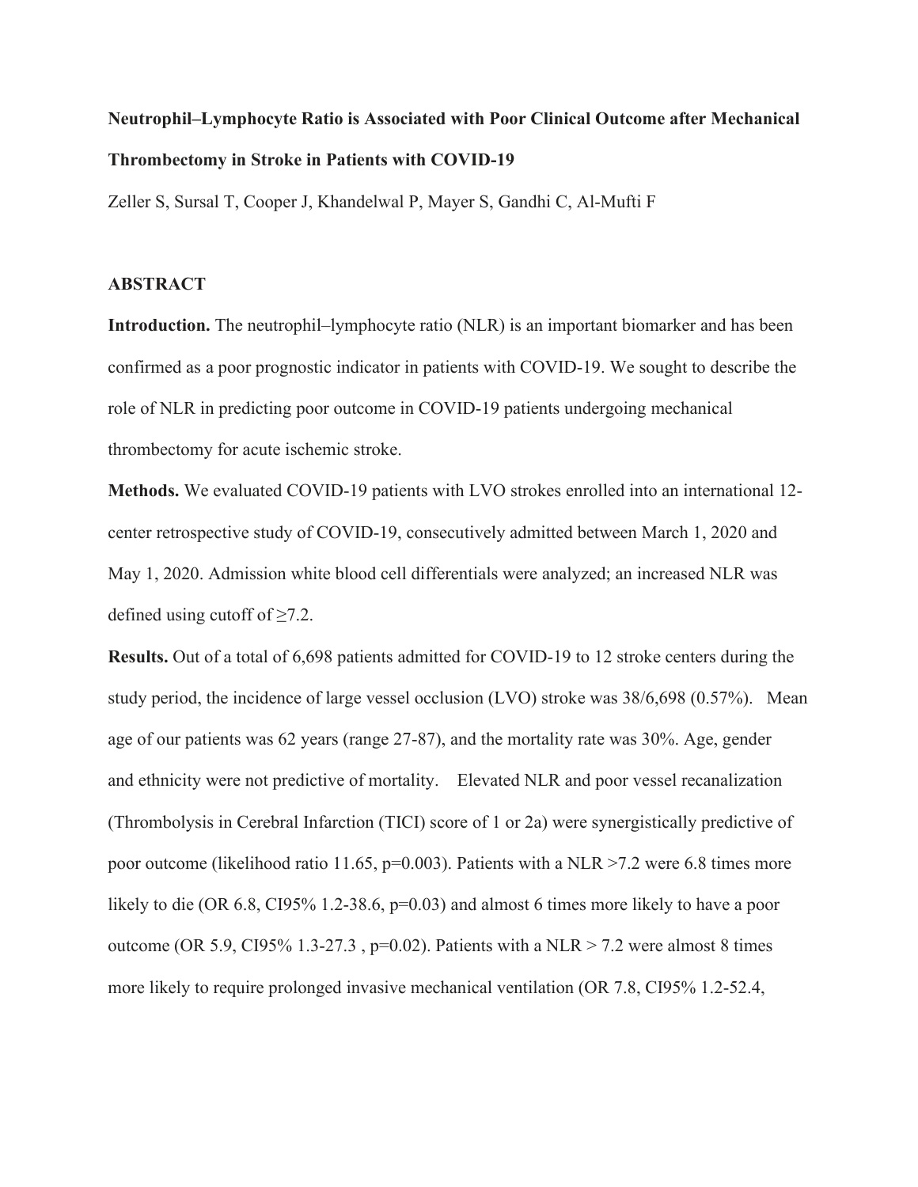# Neutrophil–Lymphocyte Ratio is Associated with Poor Clinical Outcome after Mechanical Thrombectomy in Stroke in Patients with COVID-19

Zeller S, Sursal T, Cooper J, Khandelwal P, Mayer S, Gandhi C, Al-Mufti F

## ABSTRACT

**Introduction.** The neutrophil–lymphocyte ratio (NLR) is an important biomarker and has been confirmed as a poor prognostic indicator in patients with COVID-19. We sought to describe the role of NLR in predicting poor outcome in COVID-19 patients undergoing mechanical thrombectomy for acute ischemic stroke.

**Methods.** We evaluated COVID-19 patients with LVO strokes enrolled into an international 12-center retrospective study of COVID-19, consecutively admitted between March 1, 2020 and May 1, 2020. Admission white blood cell differentials were analyzed; an increased NLR was defined using cutoff of ≥7.2.

**Results.** Out of a total of 6,698 patients admitted for COVID-19 to 12 stroke centers during the study period, the incidence of large vessel occlusion (LVO) stroke was 38/6,698 (0.57%). Mean age of our patients was 62 years (range 27-87), and the mortality rate was 30%. Age, gender and ethnicity were not predictive of mortality. Elevated NLR and poor vessel recanalization (Thrombolysis in Cerebral Infarction (TICI) score of 1 or 2a) were synergistically predictive of poor outcome (likelihood ratio 11.65, p=0.003). Patients with a NLR >7.2 were 6.8 times more likely to die (OR 6.8, CI95% 1.2-38.6, p=0.03) and almost 6 times more likely to have a poor outcome (OR 5.9, CI95% 1.3-27.3 , p=0.02). Patients with a NLR > 7.2 were almost 8 times more likely to require prolonged invasive mechanical ventilation (OR 7.8, CI95% 1.2-52.4,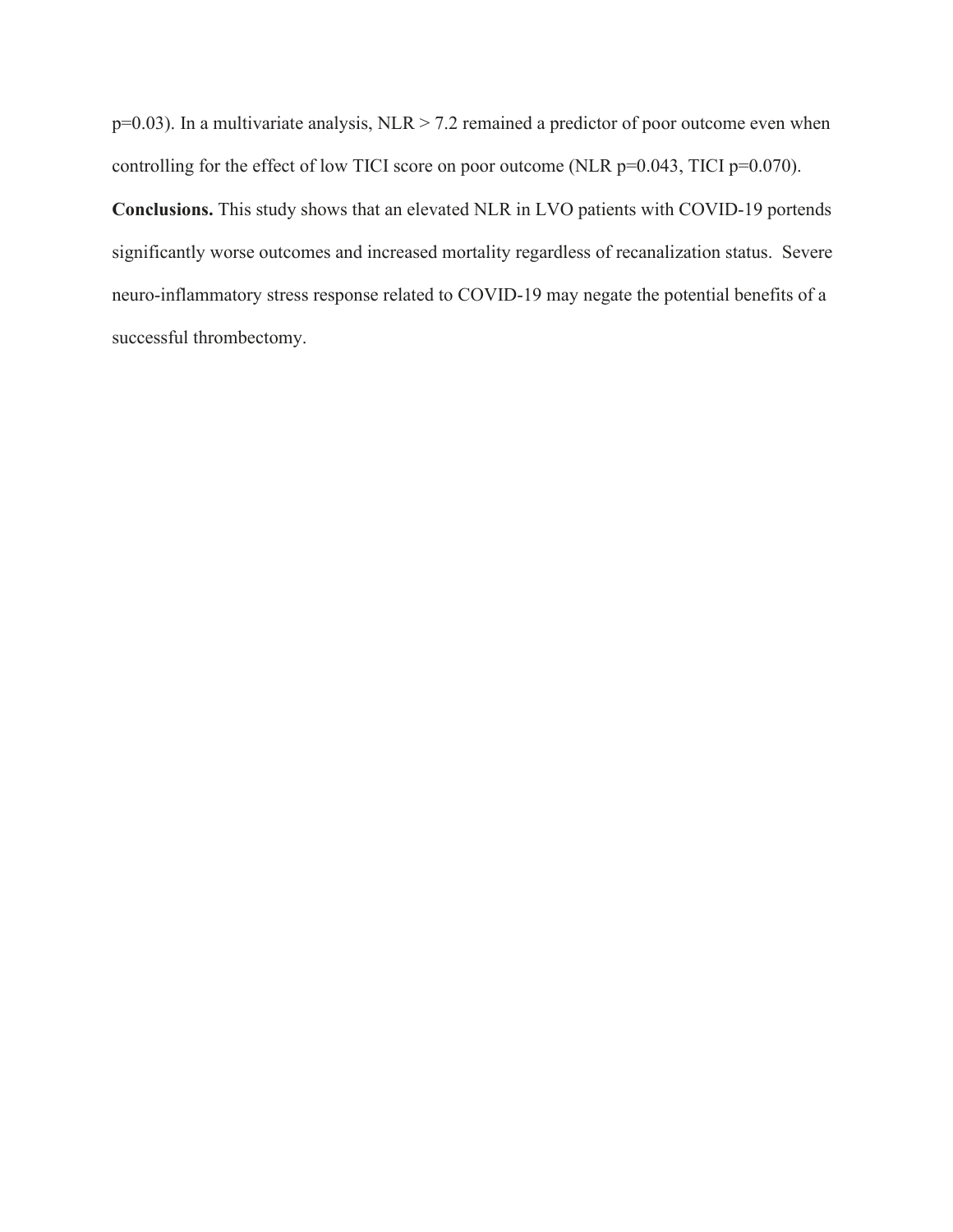$p=0.03$). In a multivariate analysis, NLR > 7.2 remained a predictor of poor outcome even when controlling for the effect of low TICI score on poor outcome (NLR $p=0.043$, TICI $p=0.070$).

**Conclusions.** This study shows that an elevated NLR in LVO patients with COVID-19 portends significantly worse outcomes and increased mortality regardless of recanalization status. Severe neuro-inflammatory stress response related to COVID-19 may negate the potential benefits of a successful thrombectomy.